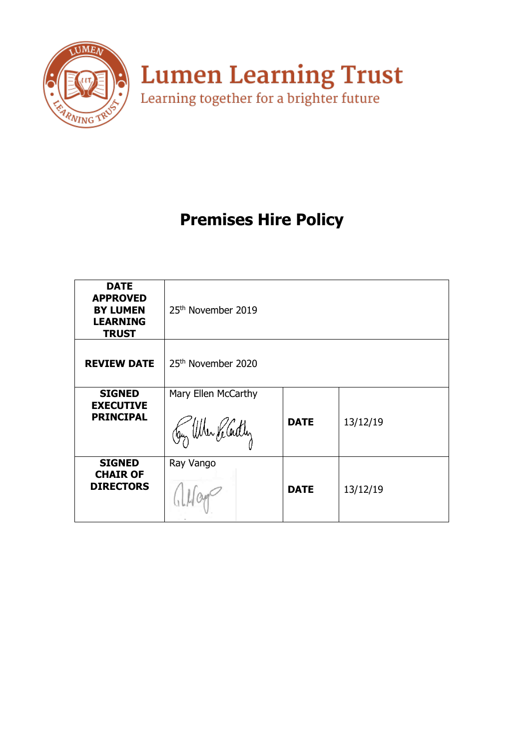# Lumen Learning Trust

Learning together for a brighter future

# Premises Hire Policy

| | | | |
|---|---|---|---|
| **DATE APPROVED BY LUMEN LEARNING TRUST** | 25th November 2019 | | |
| **REVIEW DATE** | 25th November 2020 | | |
| **SIGNED EXECUTIVE PRINCIPAL** | Mary Ellen McCarthy | **DATE** | 13/12/19 |
| **SIGNED CHAIR OF DIRECTORS** | Ray Vango | **DATE** | 13/12/19 |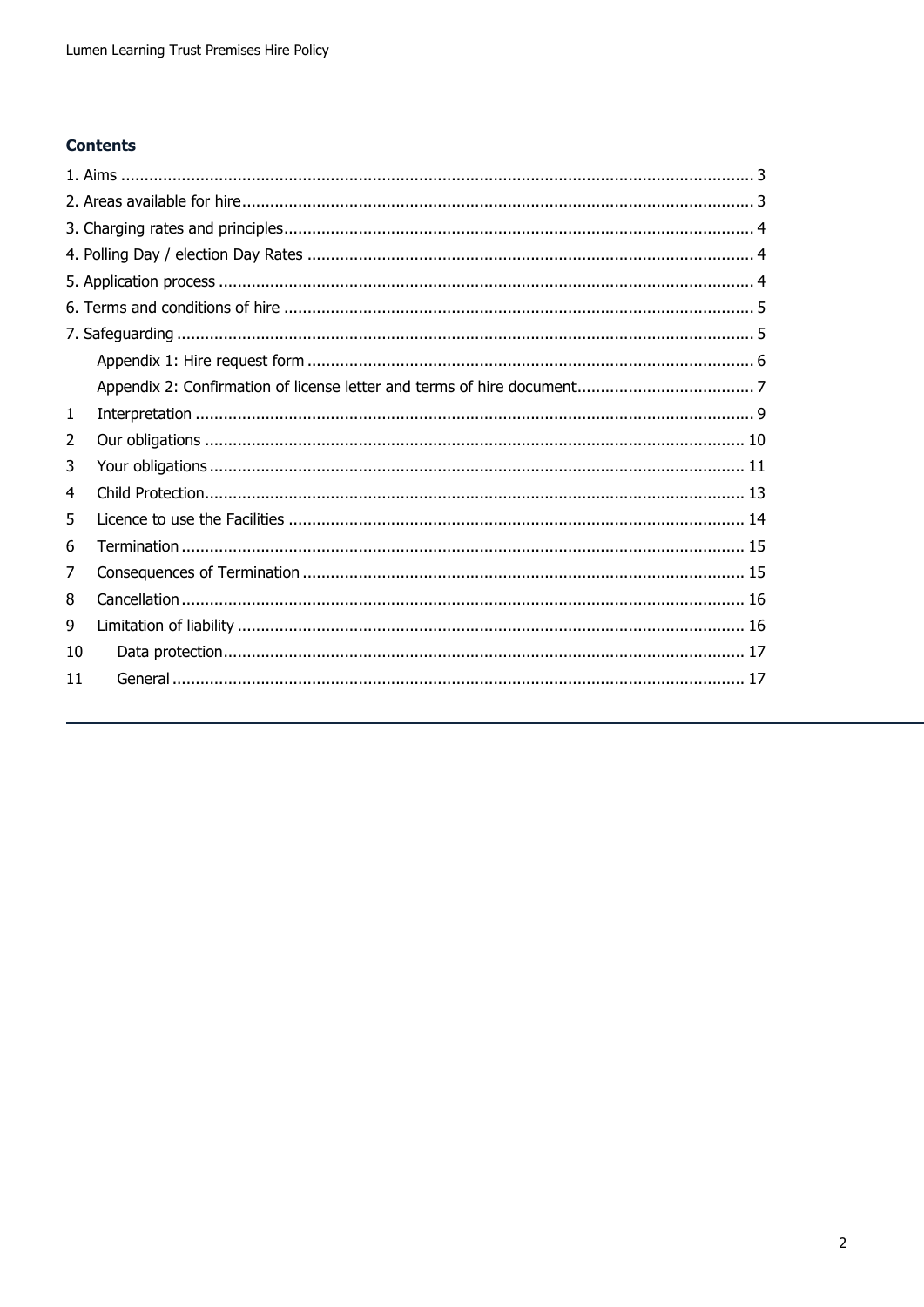## Contents

1. Aims ....................................................................................................................................... 3
2. Areas available for hire............................................................................................................. 3
3. Charging rates and principles.................................................................................................... 4
4. Polling Day / election Day Rates ............................................................................................... 4
5. Application process .................................................................................................................. 4
6. Terms and conditions of hire .................................................................................................... 5
7. Safeguarding ........................................................................................................................... 5

    Appendix 1: Hire request form ................................................................................................ 6

    Appendix 2: Confirmation of license letter and terms of hire document...................................... 7

1 Interpretation ........................................................................................................................ 9

2 Our obligations ..................................................................................................................... 10

3 Your obligations ................................................................................................................... 11

4 Child Protection.................................................................................................................... 13

5 Licence to use the Facilities .................................................................................................. 14

6 Termination ......................................................................................................................... 15

7 Consequences of Termination ............................................................................................... 15

8 Cancellation ......................................................................................................................... 16

9 Limitation of liability ............................................................................................................. 16

10 Data protection................................................................................................................ 17

11 General ........................................................................................................................... 17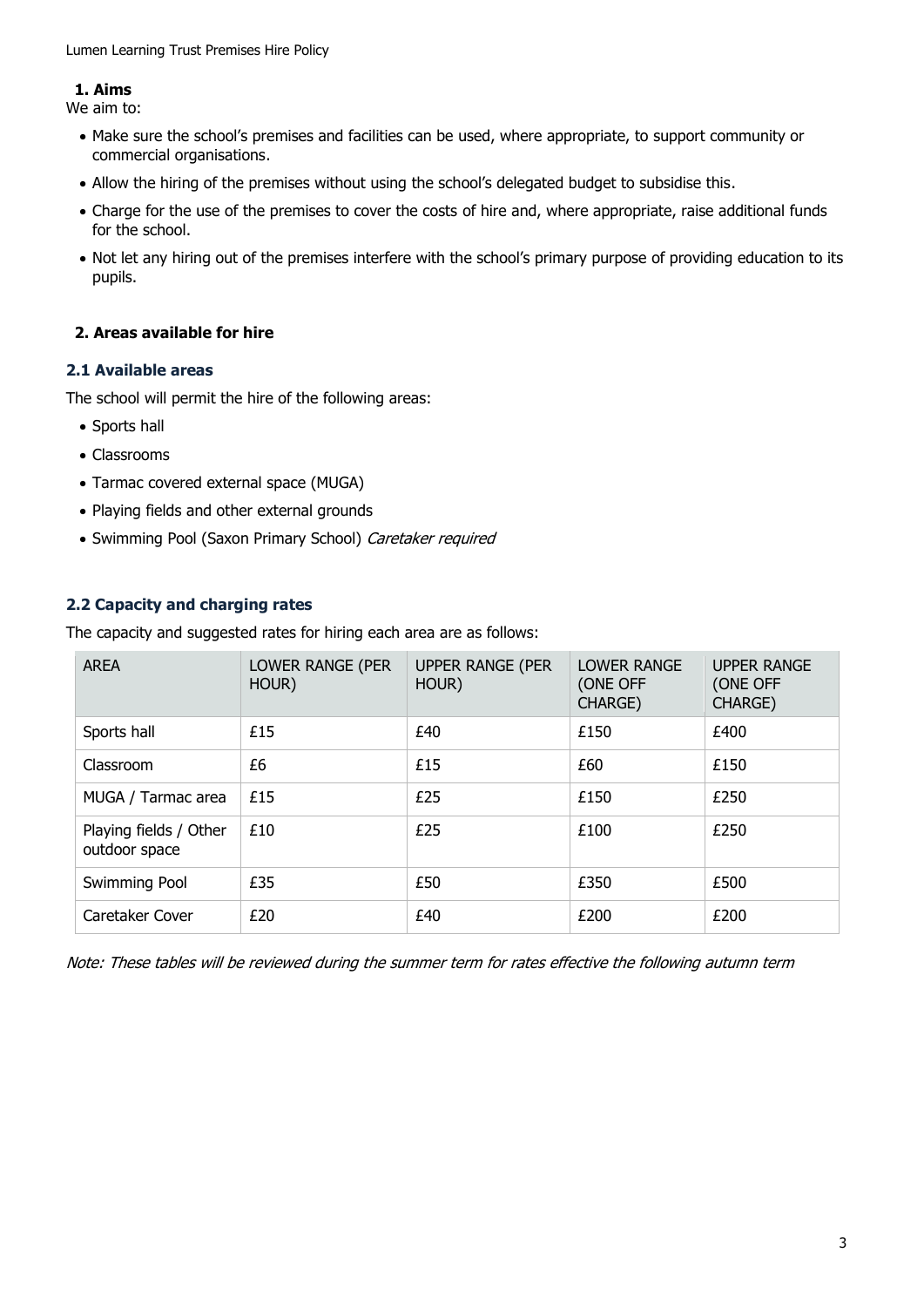## 1. Aims

We aim to:

- Make sure the school's premises and facilities can be used, where appropriate, to support community or commercial organisations.
- Allow the hiring of the premises without using the school's delegated budget to subsidise this.
- Charge for the use of the premises to cover the costs of hire and, where appropriate, raise additional funds for the school.
- Not let any hiring out of the premises interfere with the school's primary purpose of providing education to its pupils.

## 2. Areas available for hire

### 2.1 Available areas

The school will permit the hire of the following areas:

- Sports hall
- Classrooms
- Tarmac covered external space (MUGA)
- Playing fields and other external grounds
- Swimming Pool (Saxon Primary School) *Caretaker required*

### 2.2 Capacity and charging rates

The capacity and suggested rates for hiring each area are as follows:

| AREA | LOWER RANGE (PER HOUR) | UPPER RANGE (PER HOUR) | LOWER RANGE (ONE OFF CHARGE) | UPPER RANGE (ONE OFF CHARGE) |
|---|---|---|---|---|
| Sports hall | £15 | £40 | £150 | £400 |
| Classroom | £6 | £15 | £60 | £150 |
| MUGA / Tarmac area | £15 | £25 | £150 | £250 |
| Playing fields / Other outdoor space | £10 | £25 | £100 | £250 |
| Swimming Pool | £35 | £50 | £350 | £500 |
| Caretaker Cover | £20 | £40 | £200 | £200 |

*Note: These tables will be reviewed during the summer term for rates effective the following autumn term*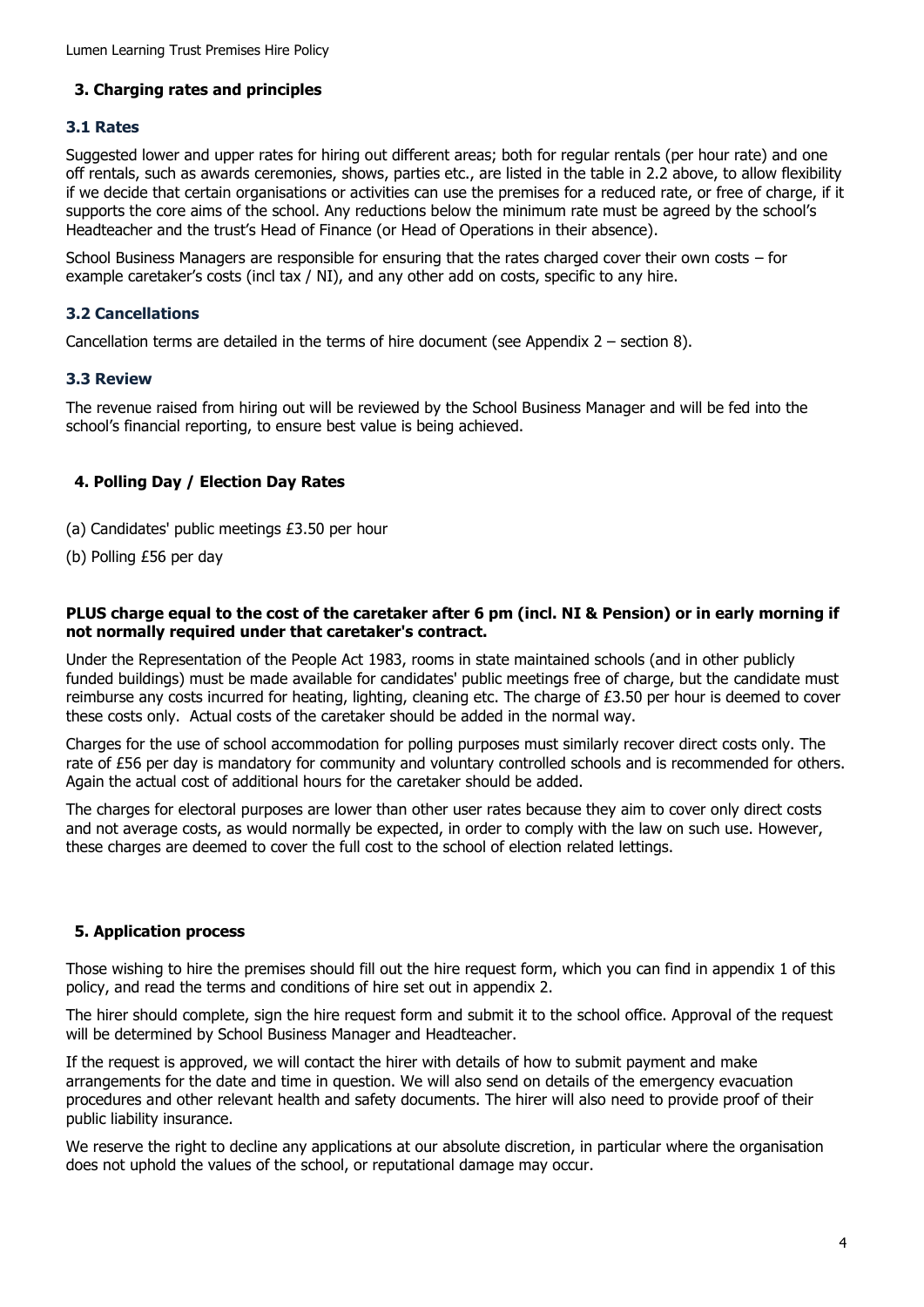## 3. Charging rates and principles

### 3.1 Rates

Suggested lower and upper rates for hiring out different areas; both for regular rentals (per hour rate) and one off rentals, such as awards ceremonies, shows, parties etc., are listed in the table in 2.2 above, to allow flexibility if we decide that certain organisations or activities can use the premises for a reduced rate, or free of charge, if it supports the core aims of the school. Any reductions below the minimum rate must be agreed by the school's Headteacher and the trust's Head of Finance (or Head of Operations in their absence).

School Business Managers are responsible for ensuring that the rates charged cover their own costs – for example caretaker's costs (incl tax / NI), and any other add on costs, specific to any hire.

### 3.2 Cancellations

Cancellation terms are detailed in the terms of hire document (see Appendix 2 – section 8).

### 3.3 Review

The revenue raised from hiring out will be reviewed by the School Business Manager and will be fed into the school's financial reporting, to ensure best value is being achieved.

## 4. Polling Day / Election Day Rates

(a) Candidates' public meetings £3.50 per hour

(b) Polling £56 per day

**PLUS charge equal to the cost of the caretaker after 6 pm (incl. NI & Pension) or in early morning if not normally required under that caretaker's contract.**

Under the Representation of the People Act 1983, rooms in state maintained schools (and in other publicly funded buildings) must be made available for candidates' public meetings free of charge, but the candidate must reimburse any costs incurred for heating, lighting, cleaning etc. The charge of £3.50 per hour is deemed to cover these costs only. Actual costs of the caretaker should be added in the normal way.

Charges for the use of school accommodation for polling purposes must similarly recover direct costs only. The rate of £56 per day is mandatory for community and voluntary controlled schools and is recommended for others. Again the actual cost of additional hours for the caretaker should be added.

The charges for electoral purposes are lower than other user rates because they aim to cover only direct costs and not average costs, as would normally be expected, in order to comply with the law on such use. However, these charges are deemed to cover the full cost to the school of election related lettings.

## 5. Application process

Those wishing to hire the premises should fill out the hire request form, which you can find in appendix 1 of this policy, and read the terms and conditions of hire set out in appendix 2.

The hirer should complete, sign the hire request form and submit it to the school office. Approval of the request will be determined by School Business Manager and Headteacher.

If the request is approved, we will contact the hirer with details of how to submit payment and make arrangements for the date and time in question. We will also send on details of the emergency evacuation procedures and other relevant health and safety documents. The hirer will also need to provide proof of their public liability insurance.

We reserve the right to decline any applications at our absolute discretion, in particular where the organisation does not uphold the values of the school, or reputational damage may occur.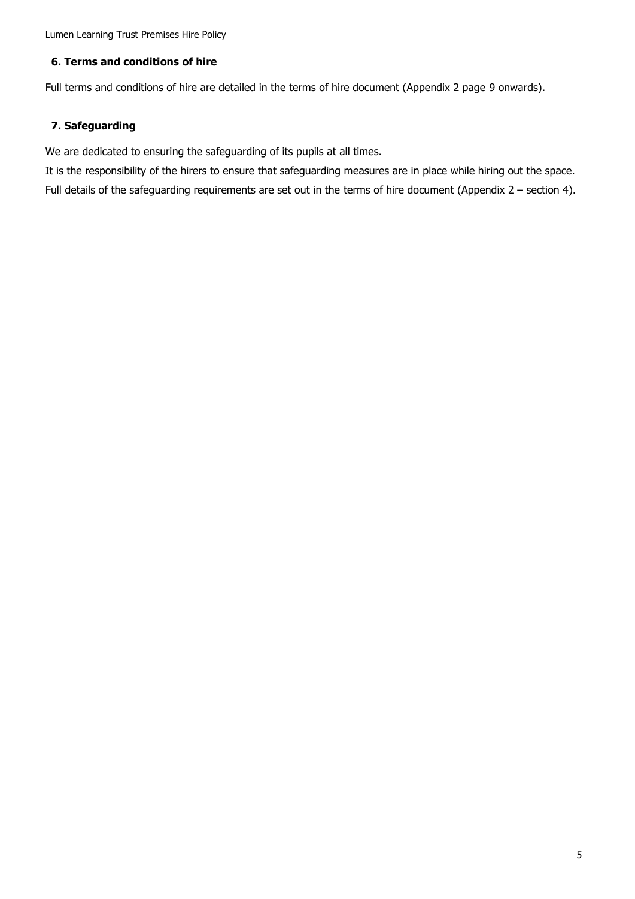## 6. Terms and conditions of hire

Full terms and conditions of hire are detailed in the terms of hire document (Appendix 2 page 9 onwards).

## 7. Safeguarding

We are dedicated to ensuring the safeguarding of its pupils at all times.

It is the responsibility of the hirers to ensure that safeguarding measures are in place while hiring out the space.

Full details of the safeguarding requirements are set out in the terms of hire document (Appendix 2 – section 4).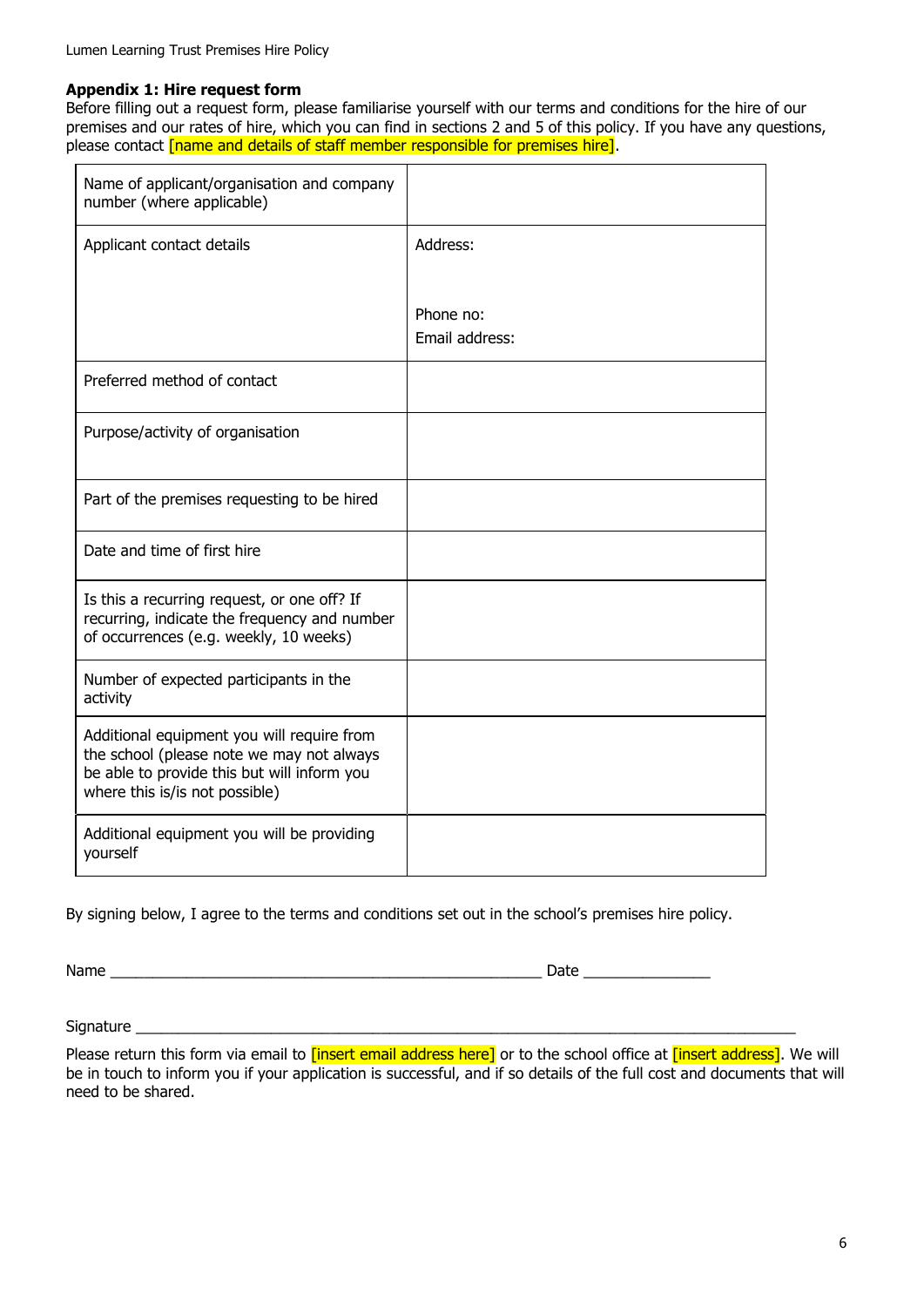### Appendix 1: Hire request form

Before filling out a request form, please familiarise yourself with our terms and conditions for the hire of our premises and our rates of hire, which you can find in sections 2 and 5 of this policy. If you have any questions, please contact [name and details of staff member responsible for premises hire].

| | |
|---|---|
| Name of applicant/organisation and company number (where applicable) | |
| Applicant contact details | Address:<br><br>Phone no:<br>Email address: |
| Preferred method of contact | |
| Purpose/activity of organisation | |
| Part of the premises requesting to be hired | |
| Date and time of first hire | |
| Is this a recurring request, or one off? If recurring, indicate the frequency and number of occurrences (e.g. weekly, 10 weeks) | |
| Number of expected participants in the activity | |
| Additional equipment you will require from the school (please note we may not always be able to provide this but will inform you where this is/is not possible) | |
| Additional equipment you will be providing yourself | |

By signing below, I agree to the terms and conditions set out in the school's premises hire policy.

Name ______________________________________________ Date ______________

Signature ____________________________________________________________________

Please return this form via email to [insert email address here] or to the school office at [insert address]. We will be in touch to inform you if your application is successful, and if so details of the full cost and documents that will need to be shared.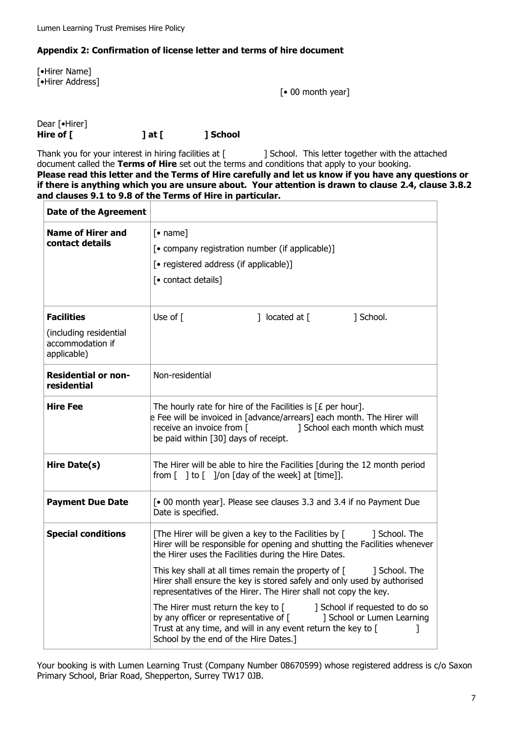**Appendix 2: Confirmation of license letter and terms of hire document**

[•Hirer Name]
[•Hirer Address]

[• 00 month year]

Dear [•Hirer]
**Hire of [ ] at [ ] School**

Thank you for your interest in hiring facilities at [ ] School. This letter together with the attached document called the **Terms of Hire** set out the terms and conditions that apply to your booking.
**Please read this letter and the Terms of Hire carefully and let us know if you have any questions or if there is anything which you are unsure about. Your attention is drawn to clause 2.4, clause 3.8.2 and clauses 9.1 to 9.8 of the Terms of Hire in particular.**

| **Date of the Agreement** | |
|---|---|
| **Name of Hirer and contact details** | [• name]<br>[• company registration number (if applicable)]<br>[• registered address (if applicable)]<br>[• contact details] |
| **Facilities**<br>(including residential accommodation if applicable) | Use of [ ] located at [ ] School. |
| **Residential or non-residential** | Non-residential |
| **Hire Fee** | The hourly rate for hire of the Facilities is [£ per hour].<br>e Fee will be invoiced in [advance/arrears] each month. The Hirer will receive an invoice from [ ] School each month which must be paid within [30] days of receipt. |
| **Hire Date(s)** | The Hirer will be able to hire the Facilities [during the 12 month period from [ ] to [ ]/on [day of the week] at [time]]. |
| **Payment Due Date** | [• 00 month year]. Please see clauses 3.3 and 3.4 if no Payment Due Date is specified. |
| **Special conditions** | [The Hirer will be given a key to the Facilities by [ ] School. The Hirer will be responsible for opening and shutting the Facilities whenever the Hirer uses the Facilities during the Hire Dates.<br><br>This key shall at all times remain the property of [ ] School. The Hirer shall ensure the key is stored safely and only used by authorised representatives of the Hirer. The Hirer shall not copy the key.<br><br>The Hirer must return the key to [ ] School if requested to do so by any officer or representative of [ ] School or Lumen Learning Trust at any time, and will in any event return the key to [ ] School by the end of the Hire Dates.] |

Your booking is with Lumen Learning Trust (Company Number 08670599) whose registered address is c/o Saxon Primary School, Briar Road, Shepperton, Surrey TW17 0JB.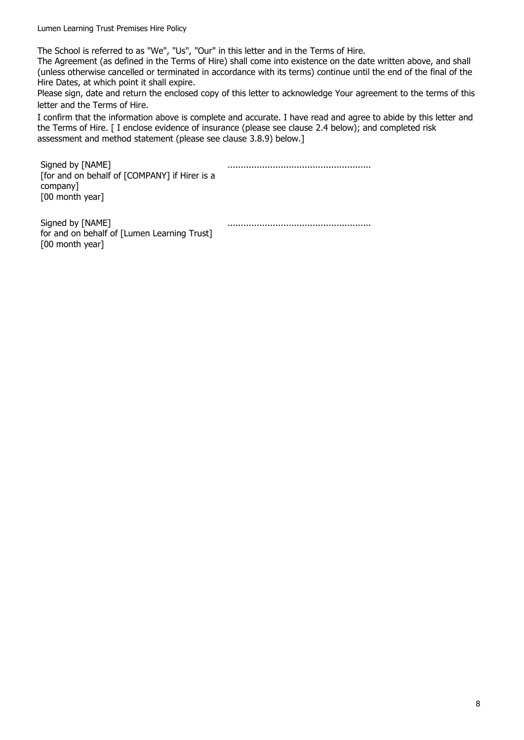The School is referred to as "We", "Us", "Our" in this letter and in the Terms of Hire.

The Agreement (as defined in the Terms of Hire) shall come into existence on the date written above, and shall (unless otherwise cancelled or terminated in accordance with its terms) continue until the end of the final of the Hire Dates, at which point it shall expire.

Please sign, date and return the enclosed copy of this letter to acknowledge Your agreement to the terms of this letter and the Terms of Hire.

I confirm that the information above is complete and accurate. I have read and agree to abide by this letter and the Terms of Hire. [ I enclose evidence of insurance (please see clause 2.4 below); and completed risk assessment and method statement (please see clause 3.8.9) below.]

| | |
|---|---|
| Signed by [NAME]<br>[for and on behalf of [COMPANY] if Hirer is a company]<br>[00 month year] | ..................................................... |
| Signed by [NAME]<br>for and on behalf of [Lumen Learning Trust]<br>[00 month year] | ..................................................... |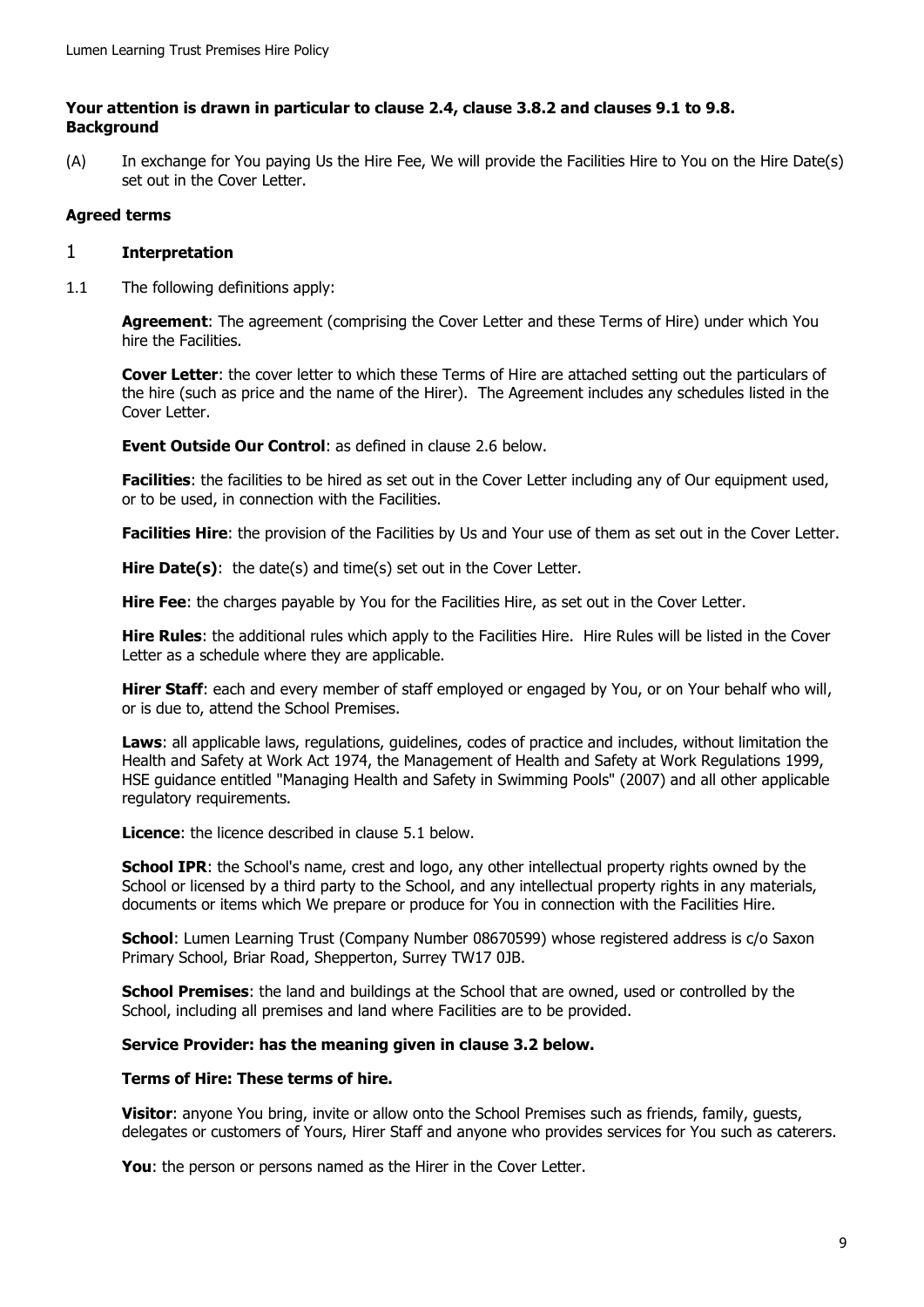**Your attention is drawn in particular to clause 2.4, clause 3.8.2 and clauses 9.1 to 9.8.**
**Background**

(A) In exchange for You paying Us the Hire Fee, We will provide the Facilities Hire to You on the Hire Date(s) set out in the Cover Letter.

**Agreed terms**

## 1 Interpretation

1.1 The following definitions apply:

**Agreement**: The agreement (comprising the Cover Letter and these Terms of Hire) under which You hire the Facilities.

**Cover Letter**: the cover letter to which these Terms of Hire are attached setting out the particulars of the hire (such as price and the name of the Hirer). The Agreement includes any schedules listed in the Cover Letter.

**Event Outside Our Control**: as defined in clause 2.6 below.

**Facilities**: the facilities to be hired as set out in the Cover Letter including any of Our equipment used, or to be used, in connection with the Facilities.

**Facilities Hire**: the provision of the Facilities by Us and Your use of them as set out in the Cover Letter.

**Hire Date(s)**: the date(s) and time(s) set out in the Cover Letter.

**Hire Fee**: the charges payable by You for the Facilities Hire, as set out in the Cover Letter.

**Hire Rules**: the additional rules which apply to the Facilities Hire. Hire Rules will be listed in the Cover Letter as a schedule where they are applicable.

**Hirer Staff**: each and every member of staff employed or engaged by You, or on Your behalf who will, or is due to, attend the School Premises.

**Laws**: all applicable laws, regulations, guidelines, codes of practice and includes, without limitation the Health and Safety at Work Act 1974, the Management of Health and Safety at Work Regulations 1999, HSE guidance entitled "Managing Health and Safety in Swimming Pools" (2007) and all other applicable regulatory requirements.

**Licence**: the licence described in clause 5.1 below.

**School IPR**: the School's name, crest and logo, any other intellectual property rights owned by the School or licensed by a third party to the School, and any intellectual property rights in any materials, documents or items which We prepare or produce for You in connection with the Facilities Hire.

**School**: Lumen Learning Trust (Company Number 08670599) whose registered address is c/o Saxon Primary School, Briar Road, Shepperton, Surrey TW17 0JB.

**School Premises**: the land and buildings at the School that are owned, used or controlled by the School, including all premises and land where Facilities are to be provided.

**Service Provider: has the meaning given in clause 3.2 below.**

**Terms of Hire: These terms of hire.**

**Visitor**: anyone You bring, invite or allow onto the School Premises such as friends, family, guests, delegates or customers of Yours, Hirer Staff and anyone who provides services for You such as caterers.

**You**: the person or persons named as the Hirer in the Cover Letter.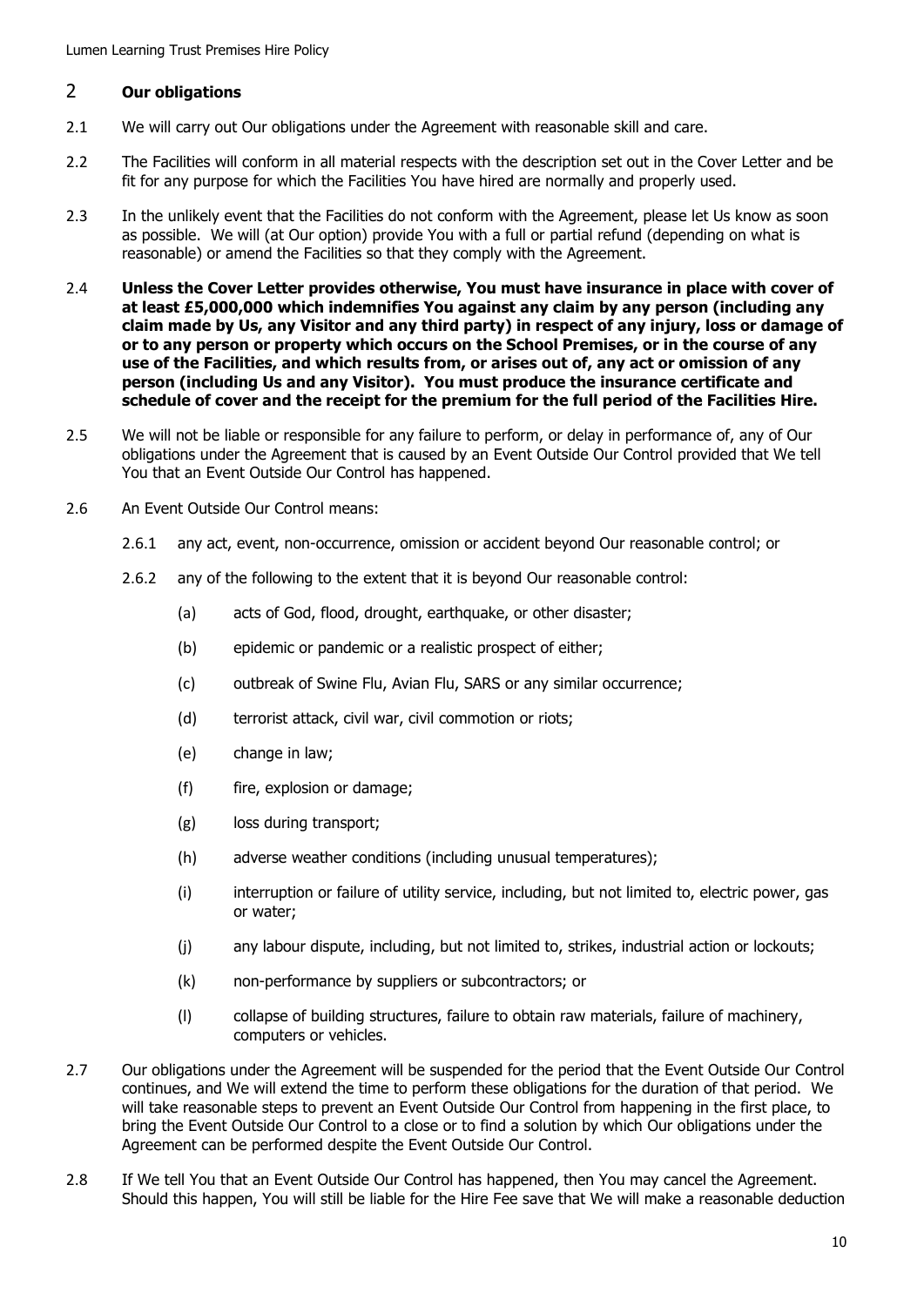## 2 **Our obligations**

2.1 We will carry out Our obligations under the Agreement with reasonable skill and care.

2.2 The Facilities will conform in all material respects with the description set out in the Cover Letter and be fit for any purpose for which the Facilities You have hired are normally and properly used.

2.3 In the unlikely event that the Facilities do not conform with the Agreement, please let Us know as soon as possible. We will (at Our option) provide You with a full or partial refund (depending on what is reasonable) or amend the Facilities so that they comply with the Agreement.

2.4 **Unless the Cover Letter provides otherwise, You must have insurance in place with cover of at least £5,000,000 which indemnifies You against any claim by any person (including any claim made by Us, any Visitor and any third party) in respect of any injury, loss or damage of or to any person or property which occurs on the School Premises, or in the course of any use of the Facilities, and which results from, or arises out of, any act or omission of any person (including Us and any Visitor). You must produce the insurance certificate and schedule of cover and the receipt for the premium for the full period of the Facilities Hire.**

2.5 We will not be liable or responsible for any failure to perform, or delay in performance of, any of Our obligations under the Agreement that is caused by an Event Outside Our Control provided that We tell You that an Event Outside Our Control has happened.

2.6 An Event Outside Our Control means:

2.6.1 any act, event, non-occurrence, omission or accident beyond Our reasonable control; or

2.6.2 any of the following to the extent that it is beyond Our reasonable control:

(a) acts of God, flood, drought, earthquake, or other disaster;

(b) epidemic or pandemic or a realistic prospect of either;

(c) outbreak of Swine Flu, Avian Flu, SARS or any similar occurrence;

(d) terrorist attack, civil war, civil commotion or riots;

(e) change in law;

(f) fire, explosion or damage;

(g) loss during transport;

(h) adverse weather conditions (including unusual temperatures);

(i) interruption or failure of utility service, including, but not limited to, electric power, gas or water;

(j) any labour dispute, including, but not limited to, strikes, industrial action or lockouts;

(k) non-performance by suppliers or subcontractors; or

(l) collapse of building structures, failure to obtain raw materials, failure of machinery, computers or vehicles.

2.7 Our obligations under the Agreement will be suspended for the period that the Event Outside Our Control continues, and We will extend the time to perform these obligations for the duration of that period. We will take reasonable steps to prevent an Event Outside Our Control from happening in the first place, to bring the Event Outside Our Control to a close or to find a solution by which Our obligations under the Agreement can be performed despite the Event Outside Our Control.

2.8 If We tell You that an Event Outside Our Control has happened, then You may cancel the Agreement. Should this happen, You will still be liable for the Hire Fee save that We will make a reasonable deduction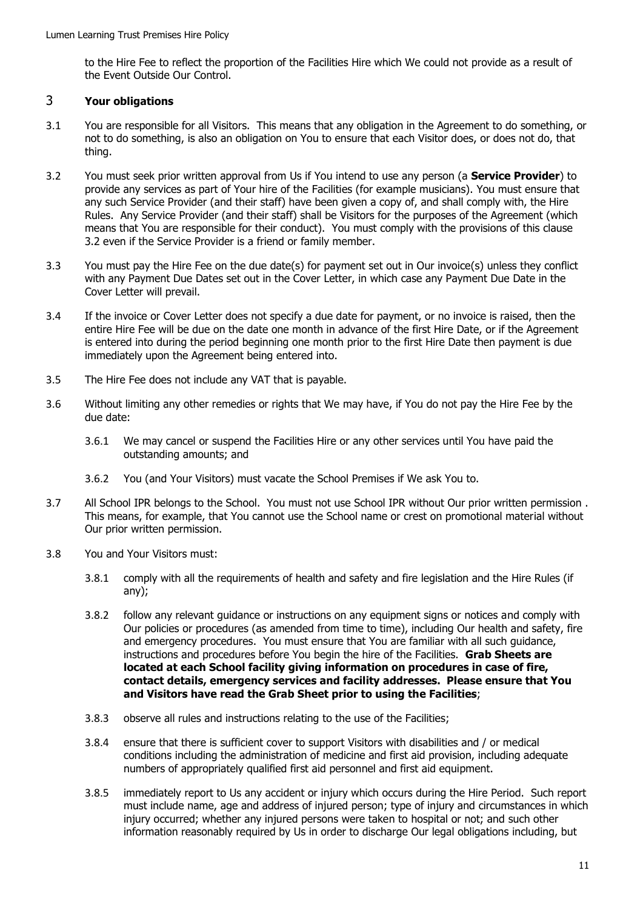to the Hire Fee to reflect the proportion of the Facilities Hire which We could not provide as a result of the Event Outside Our Control.

## 3 **Your obligations**

3.1 You are responsible for all Visitors. This means that any obligation in the Agreement to do something, or not to do something, is also an obligation on You to ensure that each Visitor does, or does not do, that thing.

3.2 You must seek prior written approval from Us if You intend to use any person (a **Service Provider**) to provide any services as part of Your hire of the Facilities (for example musicians). You must ensure that any such Service Provider (and their staff) have been given a copy of, and shall comply with, the Hire Rules. Any Service Provider (and their staff) shall be Visitors for the purposes of the Agreement (which means that You are responsible for their conduct). You must comply with the provisions of this clause 3.2 even if the Service Provider is a friend or family member.

3.3 You must pay the Hire Fee on the due date(s) for payment set out in Our invoice(s) unless they conflict with any Payment Due Dates set out in the Cover Letter, in which case any Payment Due Date in the Cover Letter will prevail.

3.4 If the invoice or Cover Letter does not specify a due date for payment, or no invoice is raised, then the entire Hire Fee will be due on the date one month in advance of the first Hire Date, or if the Agreement is entered into during the period beginning one month prior to the first Hire Date then payment is due immediately upon the Agreement being entered into.

3.5 The Hire Fee does not include any VAT that is payable.

3.6 Without limiting any other remedies or rights that We may have, if You do not pay the Hire Fee by the due date:

3.6.1 We may cancel or suspend the Facilities Hire or any other services until You have paid the outstanding amounts; and

3.6.2 You (and Your Visitors) must vacate the School Premises if We ask You to.

3.7 All School IPR belongs to the School. You must not use School IPR without Our prior written permission . This means, for example, that You cannot use the School name or crest on promotional material without Our prior written permission.

3.8 You and Your Visitors must:

3.8.1 comply with all the requirements of health and safety and fire legislation and the Hire Rules (if any);

3.8.2 follow any relevant guidance or instructions on any equipment signs or notices and comply with Our policies or procedures (as amended from time to time), including Our health and safety, fire and emergency procedures. You must ensure that You are familiar with all such guidance, instructions and procedures before You begin the hire of the Facilities. **Grab Sheets are located at each School facility giving information on procedures in case of fire, contact details, emergency services and facility addresses. Please ensure that You and Visitors have read the Grab Sheet prior to using the Facilities**;

3.8.3 observe all rules and instructions relating to the use of the Facilities;

3.8.4 ensure that there is sufficient cover to support Visitors with disabilities and / or medical conditions including the administration of medicine and first aid provision, including adequate numbers of appropriately qualified first aid personnel and first aid equipment.

3.8.5 immediately report to Us any accident or injury which occurs during the Hire Period. Such report must include name, age and address of injured person; type of injury and circumstances in which injury occurred; whether any injured persons were taken to hospital or not; and such other information reasonably required by Us in order to discharge Our legal obligations including, but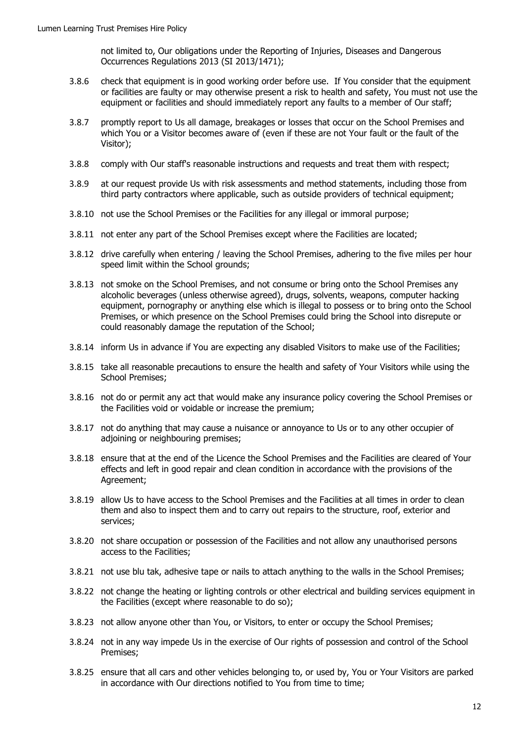not limited to, Our obligations under the Reporting of Injuries, Diseases and Dangerous Occurrences Regulations 2013 (SI 2013/1471);

3.8.6 check that equipment is in good working order before use. If You consider that the equipment or facilities are faulty or may otherwise present a risk to health and safety, You must not use the equipment or facilities and should immediately report any faults to a member of Our staff;

3.8.7 promptly report to Us all damage, breakages or losses that occur on the School Premises and which You or a Visitor becomes aware of (even if these are not Your fault or the fault of the Visitor);

3.8.8 comply with Our staff's reasonable instructions and requests and treat them with respect;

3.8.9 at our request provide Us with risk assessments and method statements, including those from third party contractors where applicable, such as outside providers of technical equipment;

3.8.10 not use the School Premises or the Facilities for any illegal or immoral purpose;

3.8.11 not enter any part of the School Premises except where the Facilities are located;

3.8.12 drive carefully when entering / leaving the School Premises, adhering to the five miles per hour speed limit within the School grounds;

3.8.13 not smoke on the School Premises, and not consume or bring onto the School Premises any alcoholic beverages (unless otherwise agreed), drugs, solvents, weapons, computer hacking equipment, pornography or anything else which is illegal to possess or to bring onto the School Premises, or which presence on the School Premises could bring the School into disrepute or could reasonably damage the reputation of the School;

3.8.14 inform Us in advance if You are expecting any disabled Visitors to make use of the Facilities;

3.8.15 take all reasonable precautions to ensure the health and safety of Your Visitors while using the School Premises;

3.8.16 not do or permit any act that would make any insurance policy covering the School Premises or the Facilities void or voidable or increase the premium;

3.8.17 not do anything that may cause a nuisance or annoyance to Us or to any other occupier of adjoining or neighbouring premises;

3.8.18 ensure that at the end of the Licence the School Premises and the Facilities are cleared of Your effects and left in good repair and clean condition in accordance with the provisions of the Agreement;

3.8.19 allow Us to have access to the School Premises and the Facilities at all times in order to clean them and also to inspect them and to carry out repairs to the structure, roof, exterior and services;

3.8.20 not share occupation or possession of the Facilities and not allow any unauthorised persons access to the Facilities;

3.8.21 not use blu tak, adhesive tape or nails to attach anything to the walls in the School Premises;

3.8.22 not change the heating or lighting controls or other electrical and building services equipment in the Facilities (except where reasonable to do so);

3.8.23 not allow anyone other than You, or Visitors, to enter or occupy the School Premises;

3.8.24 not in any way impede Us in the exercise of Our rights of possession and control of the School Premises;

3.8.25 ensure that all cars and other vehicles belonging to, or used by, You or Your Visitors are parked in accordance with Our directions notified to You from time to time;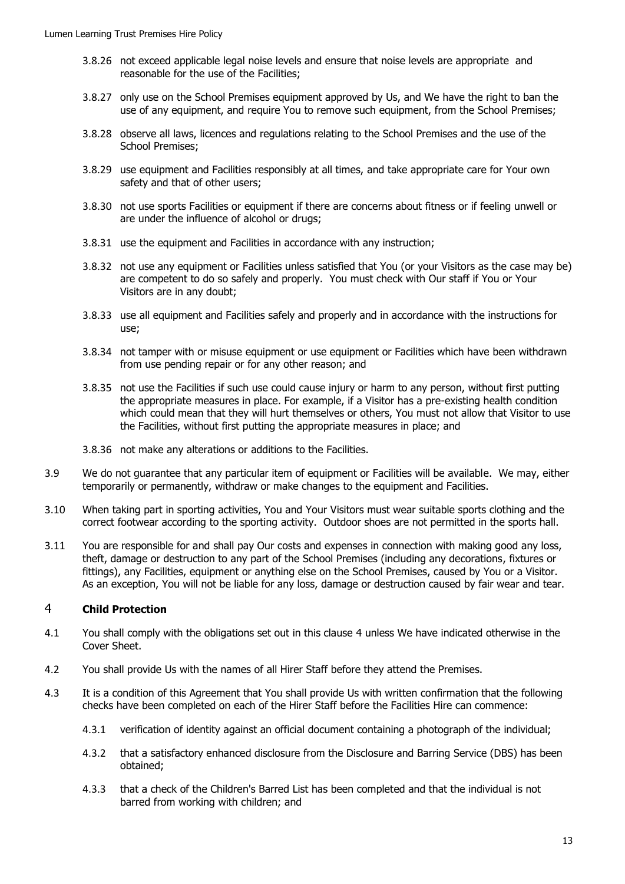3.8.26 not exceed applicable legal noise levels and ensure that noise levels are appropriate and reasonable for the use of the Facilities;

3.8.27 only use on the School Premises equipment approved by Us, and We have the right to ban the use of any equipment, and require You to remove such equipment, from the School Premises;

3.8.28 observe all laws, licences and regulations relating to the School Premises and the use of the School Premises;

3.8.29 use equipment and Facilities responsibly at all times, and take appropriate care for Your own safety and that of other users;

3.8.30 not use sports Facilities or equipment if there are concerns about fitness or if feeling unwell or are under the influence of alcohol or drugs;

3.8.31 use the equipment and Facilities in accordance with any instruction;

3.8.32 not use any equipment or Facilities unless satisfied that You (or your Visitors as the case may be) are competent to do so safely and properly. You must check with Our staff if You or Your Visitors are in any doubt;

3.8.33 use all equipment and Facilities safely and properly and in accordance with the instructions for use;

3.8.34 not tamper with or misuse equipment or use equipment or Facilities which have been withdrawn from use pending repair or for any other reason; and

3.8.35 not use the Facilities if such use could cause injury or harm to any person, without first putting the appropriate measures in place. For example, if a Visitor has a pre-existing health condition which could mean that they will hurt themselves or others, You must not allow that Visitor to use the Facilities, without first putting the appropriate measures in place; and

3.8.36 not make any alterations or additions to the Facilities.

3.9 We do not guarantee that any particular item of equipment or Facilities will be available. We may, either temporarily or permanently, withdraw or make changes to the equipment and Facilities.

3.10 When taking part in sporting activities, You and Your Visitors must wear suitable sports clothing and the correct footwear according to the sporting activity. Outdoor shoes are not permitted in the sports hall.

3.11 You are responsible for and shall pay Our costs and expenses in connection with making good any loss, theft, damage or destruction to any part of the School Premises (including any decorations, fixtures or fittings), any Facilities, equipment or anything else on the School Premises, caused by You or a Visitor. As an exception, You will not be liable for any loss, damage or destruction caused by fair wear and tear.

## 4 Child Protection

4.1 You shall comply with the obligations set out in this clause 4 unless We have indicated otherwise in the Cover Sheet.

4.2 You shall provide Us with the names of all Hirer Staff before they attend the Premises.

4.3 It is a condition of this Agreement that You shall provide Us with written confirmation that the following checks have been completed on each of the Hirer Staff before the Facilities Hire can commence:

4.3.1 verification of identity against an official document containing a photograph of the individual;

4.3.2 that a satisfactory enhanced disclosure from the Disclosure and Barring Service (DBS) has been obtained;

4.3.3 that a check of the Children's Barred List has been completed and that the individual is not barred from working with children; and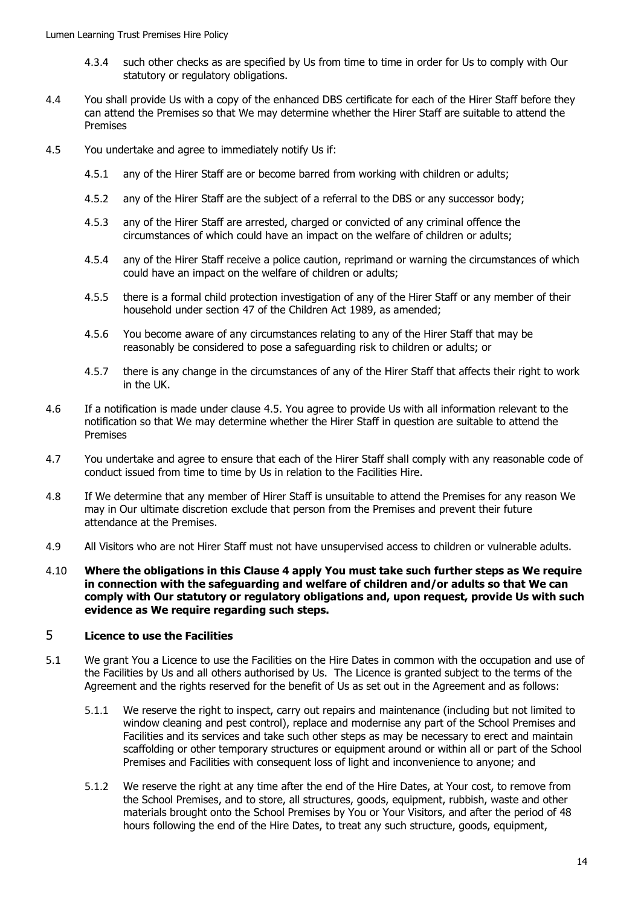4.3.4 such other checks as are specified by Us from time to time in order for Us to comply with Our statutory or regulatory obligations.

4.4 You shall provide Us with a copy of the enhanced DBS certificate for each of the Hirer Staff before they can attend the Premises so that We may determine whether the Hirer Staff are suitable to attend the Premises

4.5 You undertake and agree to immediately notify Us if:

4.5.1 any of the Hirer Staff are or become barred from working with children or adults;

4.5.2 any of the Hirer Staff are the subject of a referral to the DBS or any successor body;

4.5.3 any of the Hirer Staff are arrested, charged or convicted of any criminal offence the circumstances of which could have an impact on the welfare of children or adults;

4.5.4 any of the Hirer Staff receive a police caution, reprimand or warning the circumstances of which could have an impact on the welfare of children or adults;

4.5.5 there is a formal child protection investigation of any of the Hirer Staff or any member of their household under section 47 of the Children Act 1989, as amended;

4.5.6 You become aware of any circumstances relating to any of the Hirer Staff that may be reasonably be considered to pose a safeguarding risk to children or adults; or

4.5.7 there is any change in the circumstances of any of the Hirer Staff that affects their right to work in the UK.

4.6 If a notification is made under clause 4.5. You agree to provide Us with all information relevant to the notification so that We may determine whether the Hirer Staff in question are suitable to attend the Premises

4.7 You undertake and agree to ensure that each of the Hirer Staff shall comply with any reasonable code of conduct issued from time to time by Us in relation to the Facilities Hire.

4.8 If We determine that any member of Hirer Staff is unsuitable to attend the Premises for any reason We may in Our ultimate discretion exclude that person from the Premises and prevent their future attendance at the Premises.

4.9 All Visitors who are not Hirer Staff must not have unsupervised access to children or vulnerable adults.

4.10 **Where the obligations in this Clause 4 apply You must take such further steps as We require in connection with the safeguarding and welfare of children and/or adults so that We can comply with Our statutory or regulatory obligations and, upon request, provide Us with such evidence as We require regarding such steps.**

## 5 Licence to use the Facilities

5.1 We grant You a Licence to use the Facilities on the Hire Dates in common with the occupation and use of the Facilities by Us and all others authorised by Us. The Licence is granted subject to the terms of the Agreement and the rights reserved for the benefit of Us as set out in the Agreement and as follows:

5.1.1 We reserve the right to inspect, carry out repairs and maintenance (including but not limited to window cleaning and pest control), replace and modernise any part of the School Premises and Facilities and its services and take such other steps as may be necessary to erect and maintain scaffolding or other temporary structures or equipment around or within all or part of the School Premises and Facilities with consequent loss of light and inconvenience to anyone; and

5.1.2 We reserve the right at any time after the end of the Hire Dates, at Your cost, to remove from the School Premises, and to store, all structures, goods, equipment, rubbish, waste and other materials brought onto the School Premises by You or Your Visitors, and after the period of 48 hours following the end of the Hire Dates, to treat any such structure, goods, equipment,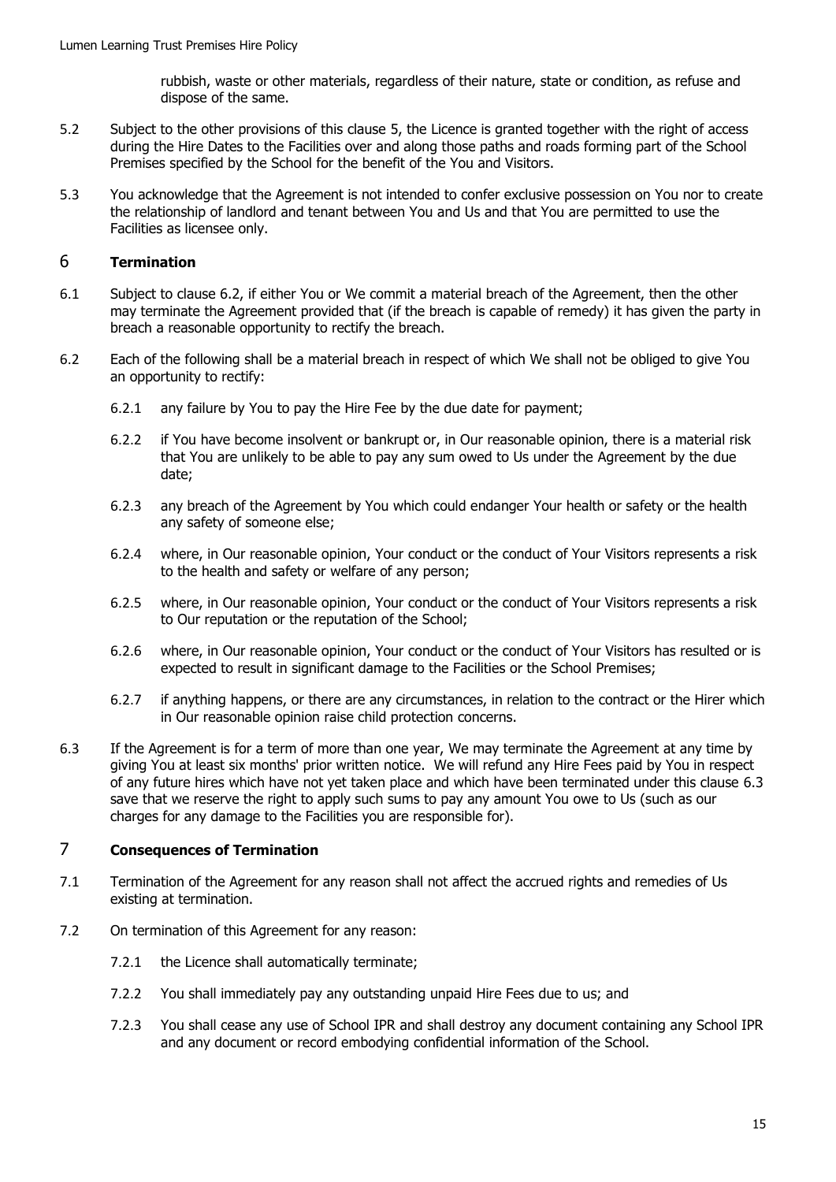rubbish, waste or other materials, regardless of their nature, state or condition, as refuse and dispose of the same.

5.2 Subject to the other provisions of this clause 5, the Licence is granted together with the right of access during the Hire Dates to the Facilities over and along those paths and roads forming part of the School Premises specified by the School for the benefit of the You and Visitors.

5.3 You acknowledge that the Agreement is not intended to confer exclusive possession on You nor to create the relationship of landlord and tenant between You and Us and that You are permitted to use the Facilities as licensee only.

## 6 Termination

6.1 Subject to clause 6.2, if either You or We commit a material breach of the Agreement, then the other may terminate the Agreement provided that (if the breach is capable of remedy) it has given the party in breach a reasonable opportunity to rectify the breach.

6.2 Each of the following shall be a material breach in respect of which We shall not be obliged to give You an opportunity to rectify:

6.2.1 any failure by You to pay the Hire Fee by the due date for payment;

6.2.2 if You have become insolvent or bankrupt or, in Our reasonable opinion, there is a material risk that You are unlikely to be able to pay any sum owed to Us under the Agreement by the due date;

6.2.3 any breach of the Agreement by You which could endanger Your health or safety or the health any safety of someone else;

6.2.4 where, in Our reasonable opinion, Your conduct or the conduct of Your Visitors represents a risk to the health and safety or welfare of any person;

6.2.5 where, in Our reasonable opinion, Your conduct or the conduct of Your Visitors represents a risk to Our reputation or the reputation of the School;

6.2.6 where, in Our reasonable opinion, Your conduct or the conduct of Your Visitors has resulted or is expected to result in significant damage to the Facilities or the School Premises;

6.2.7 if anything happens, or there are any circumstances, in relation to the contract or the Hirer which in Our reasonable opinion raise child protection concerns.

6.3 If the Agreement is for a term of more than one year, We may terminate the Agreement at any time by giving You at least six months' prior written notice. We will refund any Hire Fees paid by You in respect of any future hires which have not yet taken place and which have been terminated under this clause 6.3 save that we reserve the right to apply such sums to pay any amount You owe to Us (such as our charges for any damage to the Facilities you are responsible for).

## 7 Consequences of Termination

7.1 Termination of the Agreement for any reason shall not affect the accrued rights and remedies of Us existing at termination.

7.2 On termination of this Agreement for any reason:

7.2.1 the Licence shall automatically terminate;

7.2.2 You shall immediately pay any outstanding unpaid Hire Fees due to us; and

7.2.3 You shall cease any use of School IPR and shall destroy any document containing any School IPR and any document or record embodying confidential information of the School.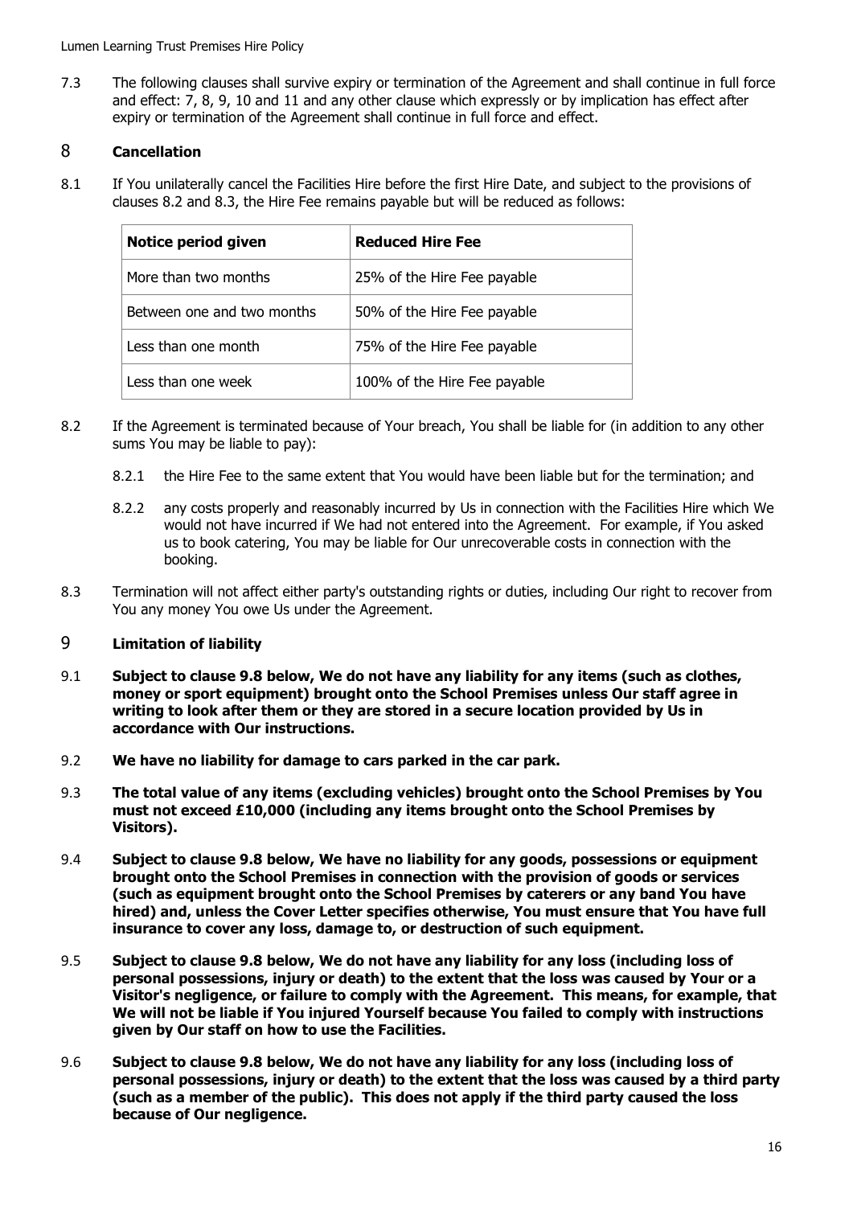7.3 The following clauses shall survive expiry or termination of the Agreement and shall continue in full force and effect: 7, 8, 9, 10 and 11 and any other clause which expressly or by implication has effect after expiry or termination of the Agreement shall continue in full force and effect.

## 8 Cancellation

8.1 If You unilaterally cancel the Facilities Hire before the first Hire Date, and subject to the provisions of clauses 8.2 and 8.3, the Hire Fee remains payable but will be reduced as follows:

| Notice period given | Reduced Hire Fee |
|---|---|
| More than two months | 25% of the Hire Fee payable |
| Between one and two months | 50% of the Hire Fee payable |
| Less than one month | 75% of the Hire Fee payable |
| Less than one week | 100% of the Hire Fee payable |

8.2 If the Agreement is terminated because of Your breach, You shall be liable for (in addition to any other sums You may be liable to pay):

8.2.1 the Hire Fee to the same extent that You would have been liable but for the termination; and

8.2.2 any costs properly and reasonably incurred by Us in connection with the Facilities Hire which We would not have incurred if We had not entered into the Agreement. For example, if You asked us to book catering, You may be liable for Our unrecoverable costs in connection with the booking.

8.3 Termination will not affect either party's outstanding rights or duties, including Our right to recover from You any money You owe Us under the Agreement.

## 9 Limitation of liability

9.1 **Subject to clause 9.8 below, We do not have any liability for any items (such as clothes, money or sport equipment) brought onto the School Premises unless Our staff agree in writing to look after them or they are stored in a secure location provided by Us in accordance with Our instructions.**

9.2 **We have no liability for damage to cars parked in the car park.**

9.3 **The total value of any items (excluding vehicles) brought onto the School Premises by You must not exceed £10,000 (including any items brought onto the School Premises by Visitors).**

9.4 **Subject to clause 9.8 below, We have no liability for any goods, possessions or equipment brought onto the School Premises in connection with the provision of goods or services (such as equipment brought onto the School Premises by caterers or any band You have hired) and, unless the Cover Letter specifies otherwise, You must ensure that You have full insurance to cover any loss, damage to, or destruction of such equipment.**

9.5 **Subject to clause 9.8 below, We do not have any liability for any loss (including loss of personal possessions, injury or death) to the extent that the loss was caused by Your or a Visitor's negligence, or failure to comply with the Agreement. This means, for example, that We will not be liable if You injured Yourself because You failed to comply with instructions given by Our staff on how to use the Facilities.**

9.6 **Subject to clause 9.8 below, We do not have any liability for any loss (including loss of personal possessions, injury or death) to the extent that the loss was caused by a third party (such as a member of the public). This does not apply if the third party caused the loss because of Our negligence.**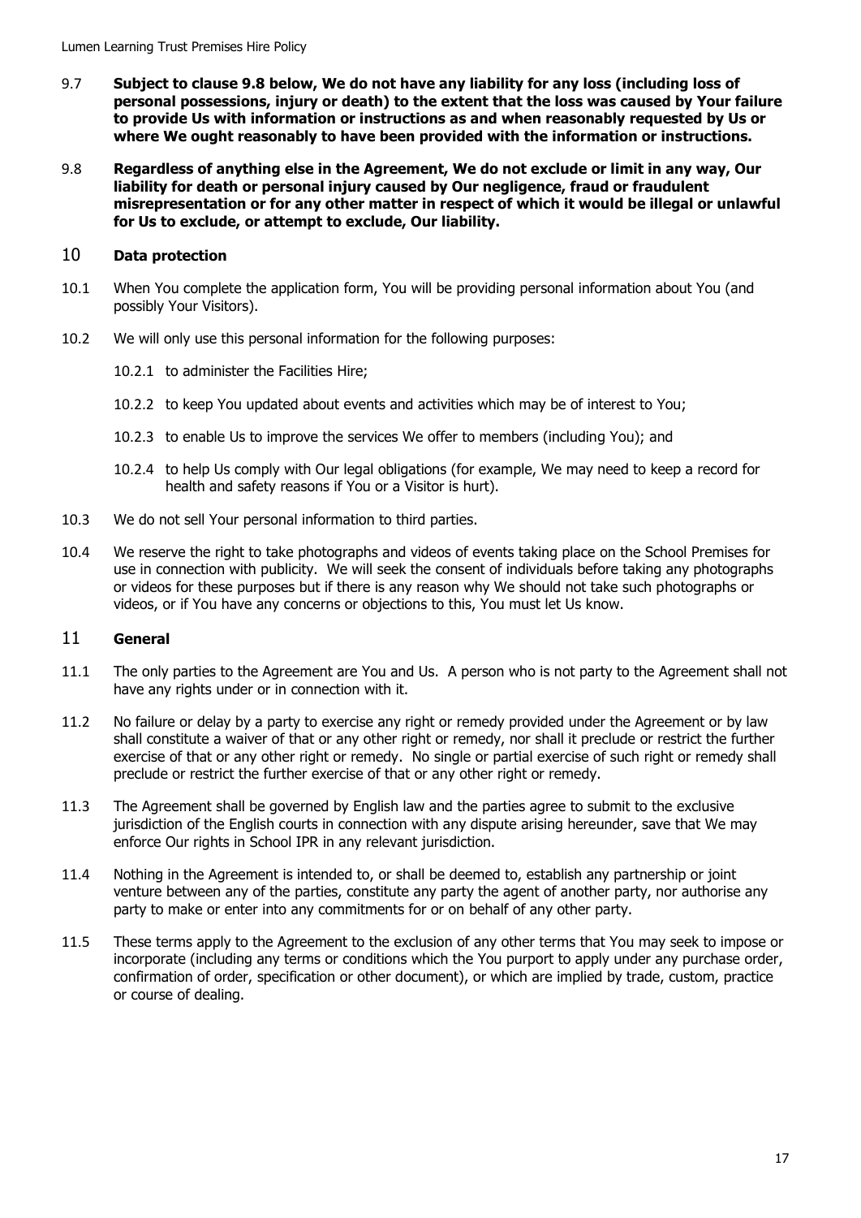9.7 **Subject to clause 9.8 below, We do not have any liability for any loss (including loss of personal possessions, injury or death) to the extent that the loss was caused by Your failure to provide Us with information or instructions as and when reasonably requested by Us or where We ought reasonably to have been provided with the information or instructions.**

9.8 **Regardless of anything else in the Agreement, We do not exclude or limit in any way, Our liability for death or personal injury caused by Our negligence, fraud or fraudulent misrepresentation or for any other matter in respect of which it would be illegal or unlawful for Us to exclude, or attempt to exclude, Our liability.**

## 10 Data protection

10.1 When You complete the application form, You will be providing personal information about You (and possibly Your Visitors).

10.2 We will only use this personal information for the following purposes:

10.2.1 to administer the Facilities Hire;

10.2.2 to keep You updated about events and activities which may be of interest to You;

10.2.3 to enable Us to improve the services We offer to members (including You); and

10.2.4 to help Us comply with Our legal obligations (for example, We may need to keep a record for health and safety reasons if You or a Visitor is hurt).

10.3 We do not sell Your personal information to third parties.

10.4 We reserve the right to take photographs and videos of events taking place on the School Premises for use in connection with publicity. We will seek the consent of individuals before taking any photographs or videos for these purposes but if there is any reason why We should not take such photographs or videos, or if You have any concerns or objections to this, You must let Us know.

## 11 General

11.1 The only parties to the Agreement are You and Us. A person who is not party to the Agreement shall not have any rights under or in connection with it.

11.2 No failure or delay by a party to exercise any right or remedy provided under the Agreement or by law shall constitute a waiver of that or any other right or remedy, nor shall it preclude or restrict the further exercise of that or any other right or remedy. No single or partial exercise of such right or remedy shall preclude or restrict the further exercise of that or any other right or remedy.

11.3 The Agreement shall be governed by English law and the parties agree to submit to the exclusive jurisdiction of the English courts in connection with any dispute arising hereunder, save that We may enforce Our rights in School IPR in any relevant jurisdiction.

11.4 Nothing in the Agreement is intended to, or shall be deemed to, establish any partnership or joint venture between any of the parties, constitute any party the agent of another party, nor authorise any party to make or enter into any commitments for or on behalf of any other party.

11.5 These terms apply to the Agreement to the exclusion of any other terms that You may seek to impose or incorporate (including any terms or conditions which the You purport to apply under any purchase order, confirmation of order, specification or other document), or which are implied by trade, custom, practice or course of dealing.